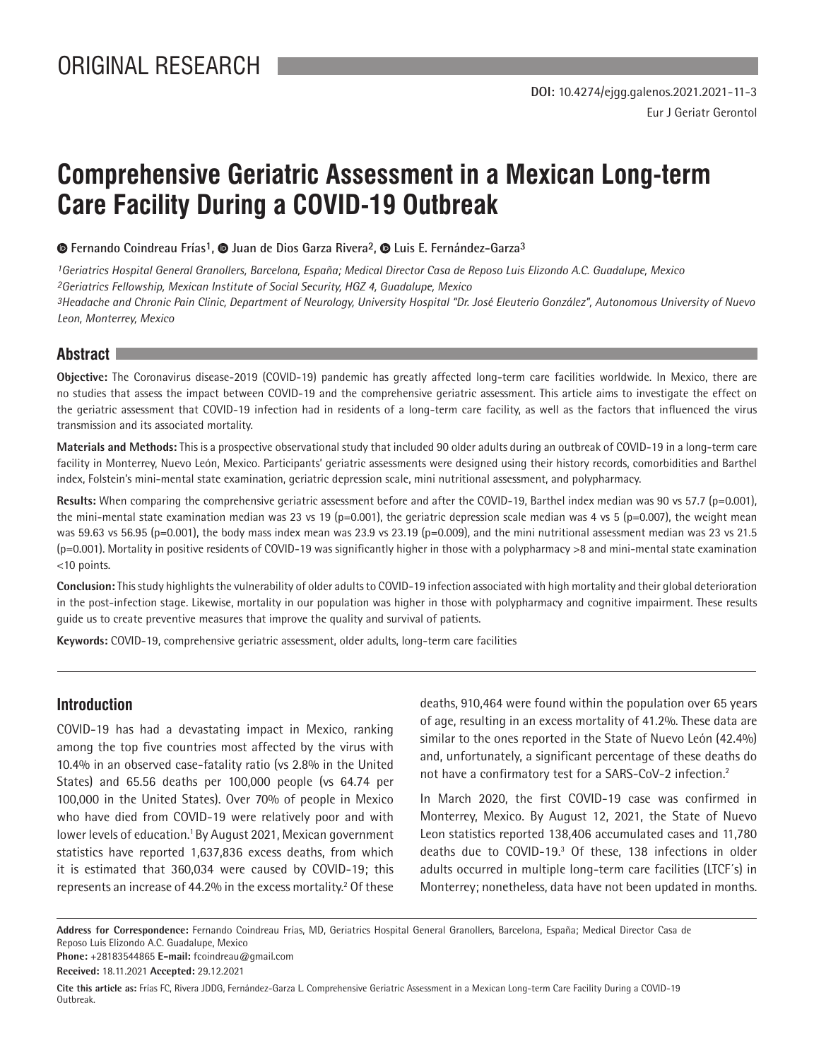ORIGINAL RESEARCH

**DOI:** 10.4274/ejgg.galenos.2021.2021-11-3

# Comprehensive Geriatric Assessment in a Mexican Long-term Care Facility During a COVID-19 Outbreak

Fernando Coindreau Frías[1], Juan de Dios Garza Rivera[2], Luis E. Fernández-Garza[3]

*[1]Geriatrics Hospital General Granollers, Barcelona, España; Medical Director Casa de Reposo Luis Elizondo A.C. Guadalupe, Mexico*
*[2]Geriatrics Fellowship, Mexican Institute of Social Security, HGZ 4, Guadalupe, Mexico*
*[3]Headache and Chronic Pain Clinic, Department of Neurology, University Hospital "Dr. José Eleuterio González", Autonomous University of Nuevo Leon, Monterrey, Mexico*

## Abstract

**Objective:** The Coronavirus disease-2019 (COVID-19) pandemic has greatly affected long-term care facilities worldwide. In Mexico, there are no studies that assess the impact between COVID-19 and the comprehensive geriatric assessment. This article aims to investigate the effect on the geriatric assessment that COVID-19 infection had in residents of a long-term care facility, as well as the factors that influenced the virus transmission and its associated mortality.

**Materials and Methods:** This is a prospective observational study that included 90 older adults during an outbreak of COVID-19 in a long-term care facility in Monterrey, Nuevo León, Mexico. Participants' geriatric assessments were designed using their history records, comorbidities and Barthel index, Folstein's mini-mental state examination, geriatric depression scale, mini nutritional assessment, and polypharmacy.

**Results:** When comparing the comprehensive geriatric assessment before and after the COVID-19, Barthel index median was 90 vs 57.7 (p=0.001), the mini-mental state examination median was 23 vs 19 (p=0.001), the geriatric depression scale median was 4 vs 5 (p=0.007), the weight mean was 59.63 vs 56.95 (p=0.001), the body mass index mean was 23.9 vs 23.19 (p=0.009), and the mini nutritional assessment median was 23 vs 21.5 (p=0.001). Mortality in positive residents of COVID-19 was significantly higher in those with a polypharmacy >8 and mini-mental state examination <10 points.

**Conclusion:** This study highlights the vulnerability of older adults to COVID-19 infection associated with high mortality and their global deterioration in the post-infection stage. Likewise, mortality in our population was higher in those with polypharmacy and cognitive impairment. These results guide us to create preventive measures that improve the quality and survival of patients.

**Keywords:** COVID-19, comprehensive geriatric assessment, older adults, long-term care facilities

## Introduction

COVID-19 has had a devastating impact in Mexico, ranking among the top five countries most affected by the virus with 10.4% in an observed case-fatality ratio (vs 2.8% in the United States) and 65.56 deaths per 100,000 people (vs 64.74 per 100,000 in the United States). Over 70% of people in Mexico who have died from COVID-19 were relatively poor and with lower levels of education.[1] By August 2021, Mexican government statistics have reported 1,637,836 excess deaths, from which it is estimated that 360,034 were caused by COVID-19; this represents an increase of 44.2% in the excess mortality.[2] Of these deaths, 910,464 were found within the population over 65 years of age, resulting in an excess mortality of 41.2%. These data are similar to the ones reported in the State of Nuevo León (42.4%) and, unfortunately, a significant percentage of these deaths do not have a confirmatory test for a SARS-CoV-2 infection.[2]

In March 2020, the first COVID-19 case was confirmed in Monterrey, Mexico. By August 12, 2021, the State of Nuevo Leon statistics reported 138,406 accumulated cases and 11,780 deaths due to COVID-19.[3] Of these, 138 infections in older adults occurred in multiple long-term care facilities (LTCF´s) in Monterrey; nonetheless, data have not been updated in months.

---

**Address for Correspondence:** Fernando Coindreau Frías, MD, Geriatrics Hospital General Granollers, Barcelona, España; Medical Director Casa de Reposo Luis Elizondo A.C. Guadalupe, Mexico
**Phone:** +28183544865 **E-mail:** fcoindreau@gmail.com
**Received:** 18.11.2021 **Accepted:** 29.12.2021

**Cite this article as:** Frías FC, Rivera JDDG, Fernández-Garza L. Comprehensive Geriatric Assessment in a Mexican Long-term Care Facility During a COVID-19 Outbreak.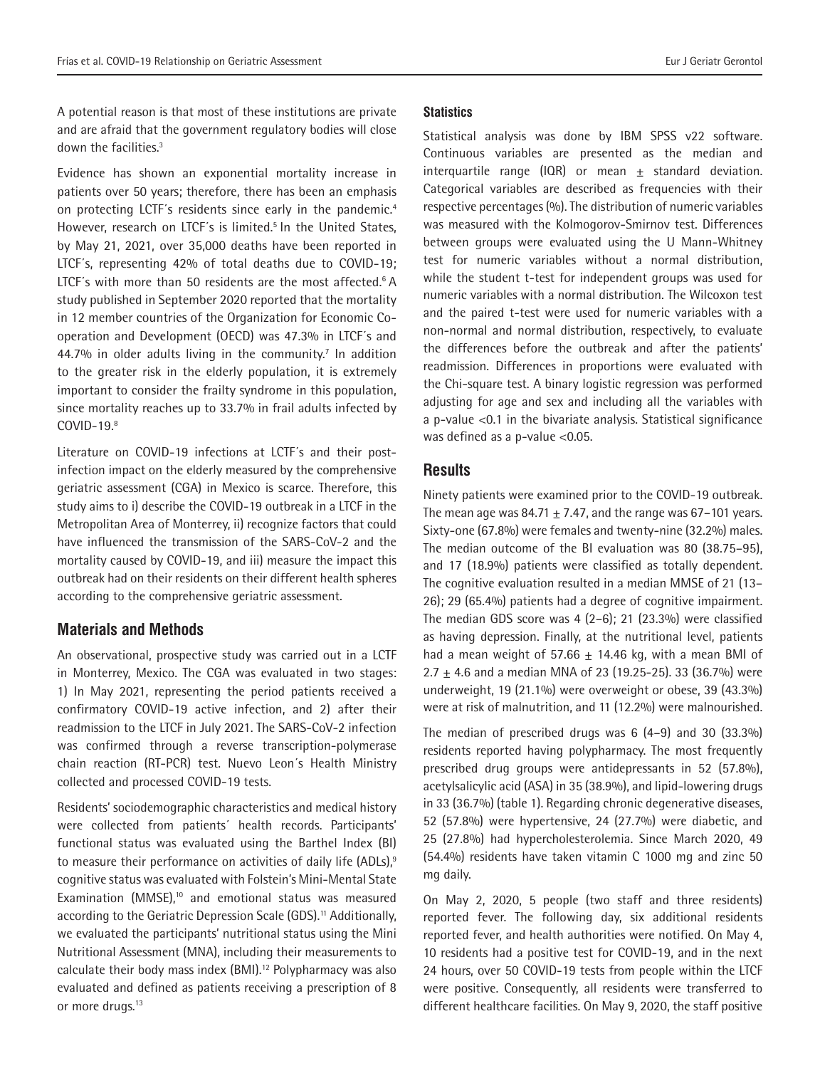A potential reason is that most of these institutions are private and are afraid that the government regulatory bodies will close down the facilities.[3]

Evidence has shown an exponential mortality increase in patients over 50 years; therefore, there has been an emphasis on protecting LCTF´s residents since early in the pandemic.[4] However, research on LTCF´s is limited.[5] In the United States, by May 21, 2021, over 35,000 deaths have been reported in LTCF´s, representing 42% of total deaths due to COVID-19; LTCF´s with more than 50 residents are the most affected.[6] A study published in September 2020 reported that the mortality in 12 member countries of the Organization for Economic Co-operation and Development (OECD) was 47.3% in LTCF´s and 44.7% in older adults living in the community.[7] In addition to the greater risk in the elderly population, it is extremely important to consider the frailty syndrome in this population, since mortality reaches up to 33.7% in frail adults infected by COVID-19.[8]

Literature on COVID-19 infections at LCTF´s and their post-infection impact on the elderly measured by the comprehensive geriatric assessment (CGA) in Mexico is scarce. Therefore, this study aims to i) describe the COVID-19 outbreak in a LTCF in the Metropolitan Area of Monterrey, ii) recognize factors that could have influenced the transmission of the SARS-CoV-2 and the mortality caused by COVID-19, and iii) measure the impact this outbreak had on their residents on their different health spheres according to the comprehensive geriatric assessment.

## Materials and Methods

An observational, prospective study was carried out in a LCTF in Monterrey, Mexico. The CGA was evaluated in two stages: 1) In May 2021, representing the period patients received a confirmatory COVID-19 active infection, and 2) after their readmission to the LTCF in July 2021. The SARS-CoV-2 infection was confirmed through a reverse transcription-polymerase chain reaction (RT-PCR) test. Nuevo Leon´s Health Ministry collected and processed COVID-19 tests.

Residents' sociodemographic characteristics and medical history were collected from patients´ health records. Participants' functional status was evaluated using the Barthel Index (BI) to measure their performance on activities of daily life (ADLs),[9] cognitive status was evaluated with Folstein's Mini-Mental State Examination (MMSE),[10] and emotional status was measured according to the Geriatric Depression Scale (GDS).[11] Additionally, we evaluated the participants' nutritional status using the Mini Nutritional Assessment (MNA), including their measurements to calculate their body mass index (BMI).[12] Polypharmacy was also evaluated and defined as patients receiving a prescription of 8 or more drugs.[13]

### Statistics

Statistical analysis was done by IBM SPSS v22 software. Continuous variables are presented as the median and interquartile range (IQR) or mean ± standard deviation. Categorical variables are described as frequencies with their respective percentages (%). The distribution of numeric variables was measured with the Kolmogorov-Smirnov test. Differences between groups were evaluated using the U Mann-Whitney test for numeric variables without a normal distribution, while the student t-test for independent groups was used for numeric variables with a normal distribution. The Wilcoxon test and the paired t-test were used for numeric variables with a non-normal and normal distribution, respectively, to evaluate the differences before the outbreak and after the patients' readmission. Differences in proportions were evaluated with the Chi-square test. A binary logistic regression was performed adjusting for age and sex and including all the variables with a p-value <0.1 in the bivariate analysis. Statistical significance was defined as a p-value <0.05.

## Results

Ninety patients were examined prior to the COVID-19 outbreak. The mean age was 84.71 ± 7.47, and the range was 67–101 years. Sixty-one (67.8%) were females and twenty-nine (32.2%) males. The median outcome of the BI evaluation was 80 (38.75–95), and 17 (18.9%) patients were classified as totally dependent. The cognitive evaluation resulted in a median MMSE of 21 (13–26); 29 (65.4%) patients had a degree of cognitive impairment. The median GDS score was 4 (2–6); 21 (23.3%) were classified as having depression. Finally, at the nutritional level, patients had a mean weight of 57.66 ± 14.46 kg, with a mean BMI of 2.7 ± 4.6 and a median MNA of 23 (19.25-25). 33 (36.7%) were underweight, 19 (21.1%) were overweight or obese, 39 (43.3%) were at risk of malnutrition, and 11 (12.2%) were malnourished.

The median of prescribed drugs was 6 (4–9) and 30 (33.3%) residents reported having polypharmacy. The most frequently prescribed drug groups were antidepressants in 52 (57.8%), acetylsalicylic acid (ASA) in 35 (38.9%), and lipid-lowering drugs in 33 (36.7%) (table 1). Regarding chronic degenerative diseases, 52 (57.8%) were hypertensive, 24 (27.7%) were diabetic, and 25 (27.8%) had hypercholesterolemia. Since March 2020, 49 (54.4%) residents have taken vitamin C 1000 mg and zinc 50 mg daily.

On May 2, 2020, 5 people (two staff and three residents) reported fever. The following day, six additional residents reported fever, and health authorities were notified. On May 4, 10 residents had a positive test for COVID-19, and in the next 24 hours, over 50 COVID-19 tests from people within the LTCF were positive. Consequently, all residents were transferred to different healthcare facilities. On May 9, 2020, the staff positive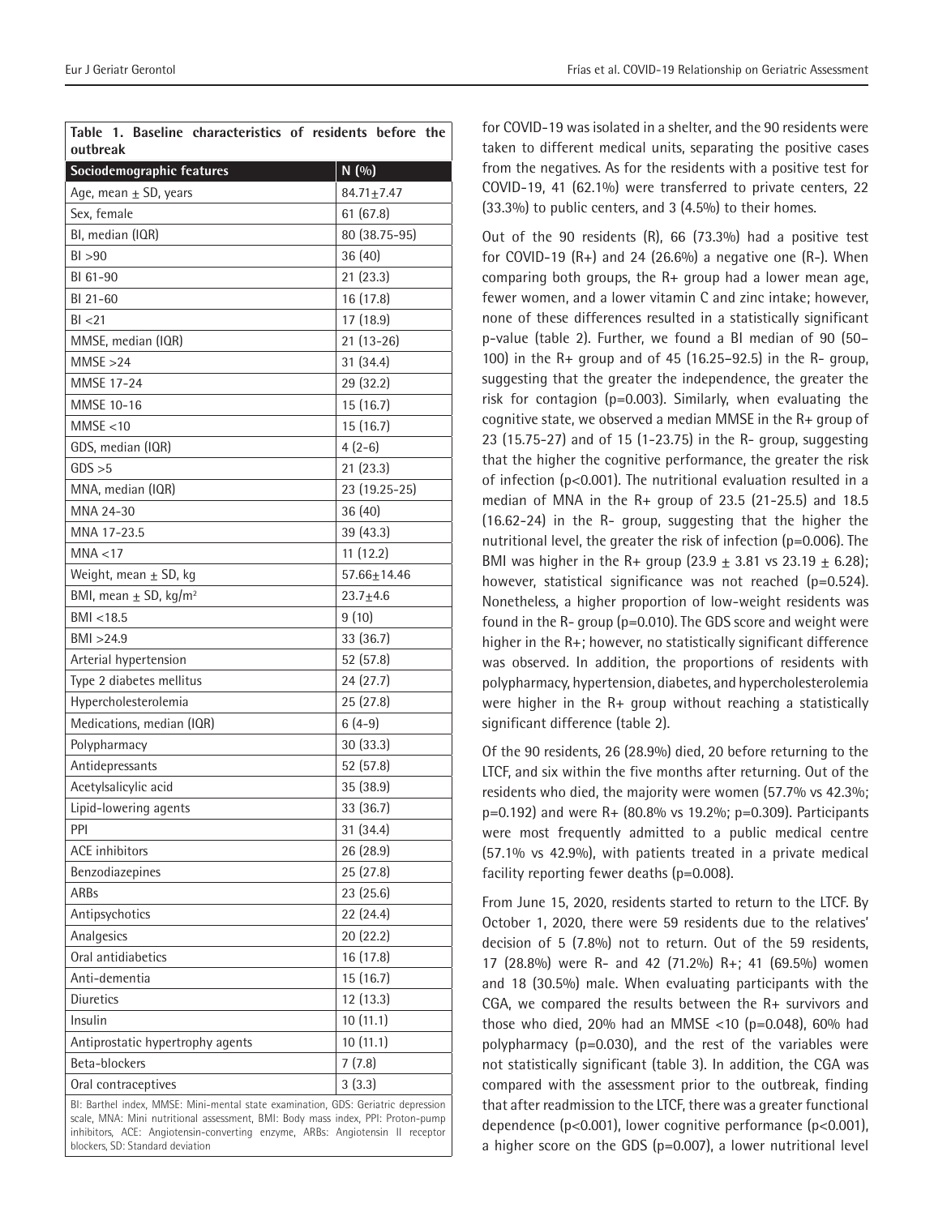**Table 1. Baseline characteristics of residents before the outbreak**

| Sociodemographic features | N (%) |
| --- | --- |
| Age, mean ± SD, years | 84.71±7.47 |
| Sex, female | 61 (67.8) |
| BI, median (IQR) | 80 (38.75-95) |
| BI >90 | 36 (40) |
| BI 61-90 | 21 (23.3) |
| BI 21-60 | 16 (17.8) |
| BI <21 | 17 (18.9) |
| MMSE, median (IQR) | 21 (13-26) |
| MMSE >24 | 31 (34.4) |
| MMSE 17-24 | 29 (32.2) |
| MMSE 10-16 | 15 (16.7) |
| MMSE <10 | 15 (16.7) |
| GDS, median (IQR) | 4 (2-6) |
| GDS >5 | 21 (23.3) |
| MNA, median (IQR) | 23 (19.25-25) |
| MNA 24-30 | 36 (40) |
| MNA 17-23.5 | 39 (43.3) |
| MNA <17 | 11 (12.2) |
| Weight, mean ± SD, kg | 57.66±14.46 |
| BMI, mean ± SD, kg/m² | 23.7±4.6 |
| BMI <18.5 | 9 (10) |
| BMI >24.9 | 33 (36.7) |
| Arterial hypertension | 52 (57.8) |
| Type 2 diabetes mellitus | 24 (27.7) |
| Hypercholesterolemia | 25 (27.8) |
| Medications, median (IQR) | 6 (4-9) |
| Polypharmacy | 30 (33.3) |
| Antidepressants | 52 (57.8) |
| Acetylsalicylic acid | 35 (38.9) |
| Lipid-lowering agents | 33 (36.7) |
| PPI | 31 (34.4) |
| ACE inhibitors | 26 (28.9) |
| Benzodiazepines | 25 (27.8) |
| ARBs | 23 (25.6) |
| Antipsychotics | 22 (24.4) |
| Analgesics | 20 (22.2) |
| Oral antidiabetics | 16 (17.8) |
| Anti-dementia | 15 (16.7) |
| Diuretics | 12 (13.3) |
| Insulin | 10 (11.1) |
| Antiprostatic hypertrophy agents | 10 (11.1) |
| Beta-blockers | 7 (7.8) |
| Oral contraceptives | 3 (3.3) |

BI: Barthel index, MMSE: Mini-mental state examination, GDS: Geriatric depression scale, MNA: Mini nutritional assessment, BMI: Body mass index, PPI: Proton-pump inhibitors, ACE: Angiotensin-converting enzyme, ARBs: Angiotensin II receptor blockers, SD: Standard deviation

for COVID-19 was isolated in a shelter, and the 90 residents were taken to different medical units, separating the positive cases from the negatives. As for the residents with a positive test for COVID-19, 41 (62.1%) were transferred to private centers, 22 (33.3%) to public centers, and 3 (4.5%) to their homes.

Out of the 90 residents (R), 66 (73.3%) had a positive test for COVID-19 (R+) and 24 (26.6%) a negative one (R-). When comparing both groups, the R+ group had a lower mean age, fewer women, and a lower vitamin C and zinc intake; however, none of these differences resulted in a statistically significant p-value (table 2). Further, we found a BI median of 90 (50–100) in the R+ group and of 45 (16.25–92.5) in the R- group, suggesting that the greater the independence, the greater the risk for contagion (p=0.003). Similarly, when evaluating the cognitive state, we observed a median MMSE in the R+ group of 23 (15.75-27) and of 15 (1-23.75) in the R- group, suggesting that the higher the cognitive performance, the greater the risk of infection (p<0.001). The nutritional evaluation resulted in a median of MNA in the R+ group of 23.5 (21-25.5) and 18.5 (16.62-24) in the R- group, suggesting that the higher the nutritional level, the greater the risk of infection (p=0.006). The BMI was higher in the R+ group (23.9 ± 3.81 vs 23.19 ± 6.28); however, statistical significance was not reached (p=0.524). Nonetheless, a higher proportion of low-weight residents was found in the R- group (p=0.010). The GDS score and weight were higher in the R+; however, no statistically significant difference was observed. In addition, the proportions of residents with polypharmacy, hypertension, diabetes, and hypercholesterolemia were higher in the R+ group without reaching a statistically significant difference (table 2).

Of the 90 residents, 26 (28.9%) died, 20 before returning to the LTCF, and six within the five months after returning. Out of the residents who died, the majority were women (57.7% vs 42.3%; p=0.192) and were R+ (80.8% vs 19.2%; p=0.309). Participants were most frequently admitted to a public medical centre (57.1% vs 42.9%), with patients treated in a private medical facility reporting fewer deaths (p=0.008).

From June 15, 2020, residents started to return to the LTCF. By October 1, 2020, there were 59 residents due to the relatives' decision of 5 (7.8%) not to return. Out of the 59 residents, 17 (28.8%) were R- and 42 (71.2%) R+; 41 (69.5%) women and 18 (30.5%) male. When evaluating participants with the CGA, we compared the results between the R+ survivors and those who died, 20% had an MMSE <10 (p=0.048), 60% had polypharmacy (p=0.030), and the rest of the variables were not statistically significant (table 3). In addition, the CGA was compared with the assessment prior to the outbreak, finding that after readmission to the LTCF, there was a greater functional dependence (p<0.001), lower cognitive performance (p<0.001), a higher score on the GDS (p=0.007), a lower nutritional level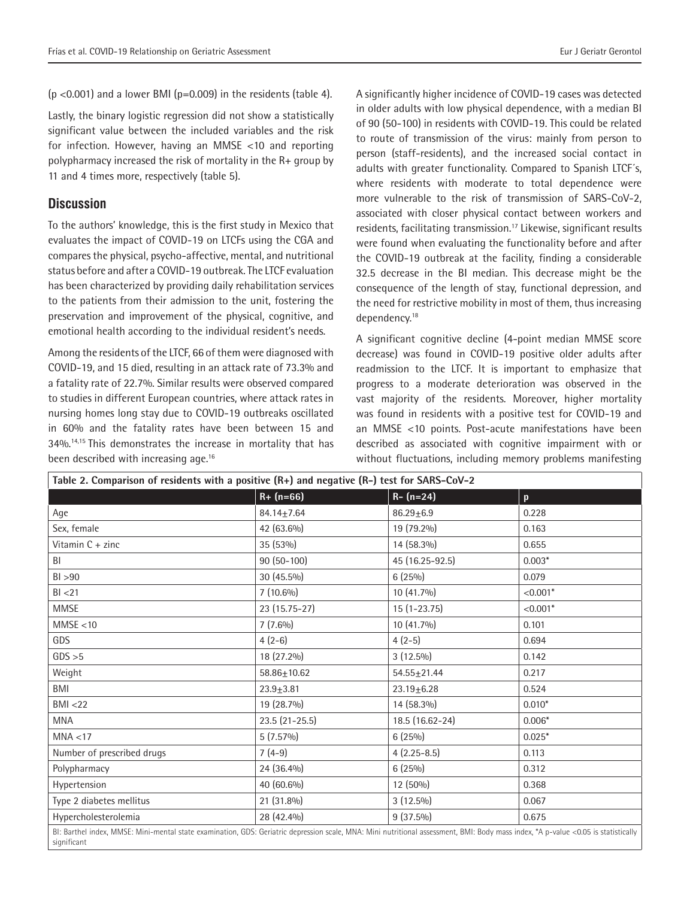(p <0.001) and a lower BMI (p=0.009) in the residents (table 4).

Lastly, the binary logistic regression did not show a statistically significant value between the included variables and the risk for infection. However, having an MMSE <10 and reporting polypharmacy increased the risk of mortality in the R+ group by 11 and 4 times more, respectively (table 5).

## Discussion

To the authors' knowledge, this is the first study in Mexico that evaluates the impact of COVID-19 on LTCFs using the CGA and compares the physical, psycho-affective, mental, and nutritional status before and after a COVID-19 outbreak. The LTCF evaluation has been characterized by providing daily rehabilitation services to the patients from their admission to the unit, fostering the preservation and improvement of the physical, cognitive, and emotional health according to the individual resident's needs.

Among the residents of the LTCF, 66 of them were diagnosed with COVID-19, and 15 died, resulting in an attack rate of 73.3% and a fatality rate of 22.7%. Similar results were observed compared to studies in different European countries, where attack rates in nursing homes long stay due to COVID-19 outbreaks oscillated in 60% and the fatality rates have been between 15 and 34%.[14,15] This demonstrates the increase in mortality that has been described with increasing age.[16]

A significantly higher incidence of COVID-19 cases was detected in older adults with low physical dependence, with a median BI of 90 (50-100) in residents with COVID-19. This could be related to route of transmission of the virus: mainly from person to person (staff-residents), and the increased social contact in adults with greater functionality. Compared to Spanish LTCF´s, where residents with moderate to total dependence were more vulnerable to the risk of transmission of SARS-CoV-2, associated with closer physical contact between workers and residents, facilitating transmission.[17] Likewise, significant results were found when evaluating the functionality before and after the COVID-19 outbreak at the facility, finding a considerable 32.5 decrease in the BI median. This decrease might be the consequence of the length of stay, functional depression, and the need for restrictive mobility in most of them, thus increasing dependency.[18]

A significant cognitive decline (4-point median MMSE score decrease) was found in COVID-19 positive older adults after readmission to the LTCF. It is important to emphasize that progress to a moderate deterioration was observed in the vast majority of the residents. Moreover, higher mortality was found in residents with a positive test for COVID-19 and an MMSE <10 points. Post-acute manifestations have been described as associated with cognitive impairment with or without fluctuations, including memory problems manifesting

**Table 2. Comparison of residents with a positive (R+) and negative (R-) test for SARS-CoV-2**

| | R+ (n=66) | R- (n=24) | p |
|---|---|---|---|
| Age | 84.14±7.64 | 86.29±6.9 | 0.228 |
| Sex, female | 42 (63.6%) | 19 (79.2%) | 0.163 |
| Vitamin C + zinc | 35 (53%) | 14 (58.3%) | 0.655 |
| BI | 90 (50-100) | 45 (16.25-92.5) | 0.003* |
| BI >90 | 30 (45.5%) | 6 (25%) | 0.079 |
| BI <21 | 7 (10.6%) | 10 (41.7%) | <0.001* |
| MMSE | 23 (15.75-27) | 15 (1-23.75) | <0.001* |
| MMSE <10 | 7 (7.6%) | 10 (41.7%) | 0.101 |
| GDS | 4 (2-6) | 4 (2-5) | 0.694 |
| GDS >5 | 18 (27.2%) | 3 (12.5%) | 0.142 |
| Weight | 58.86±10.62 | 54.55±21.44 | 0.217 |
| BMI | 23.9±3.81 | 23.19±6.28 | 0.524 |
| BMI <22 | 19 (28.7%) | 14 (58.3%) | 0.010* |
| MNA | 23.5 (21-25.5) | 18.5 (16.62-24) | 0.006* |
| MNA <17 | 5 (7.57%) | 6 (25%) | 0.025* |
| Number of prescribed drugs | 7 (4-9) | 4 (2.25-8.5) | 0.113 |
| Polypharmacy | 24 (36.4%) | 6 (25%) | 0.312 |
| Hypertension | 40 (60.6%) | 12 (50%) | 0.368 |
| Type 2 diabetes mellitus | 21 (31.8%) | 3 (12.5%) | 0.067 |
| Hypercholesterolemia | 28 (42.4%) | 9 (37.5%) | 0.675 |

BI: Barthel index, MMSE: Mini-mental state examination, GDS: Geriatric depression scale, MNA: Mini nutritional assessment, BMI: Body mass index, *A p-value <0.05 is statistically significant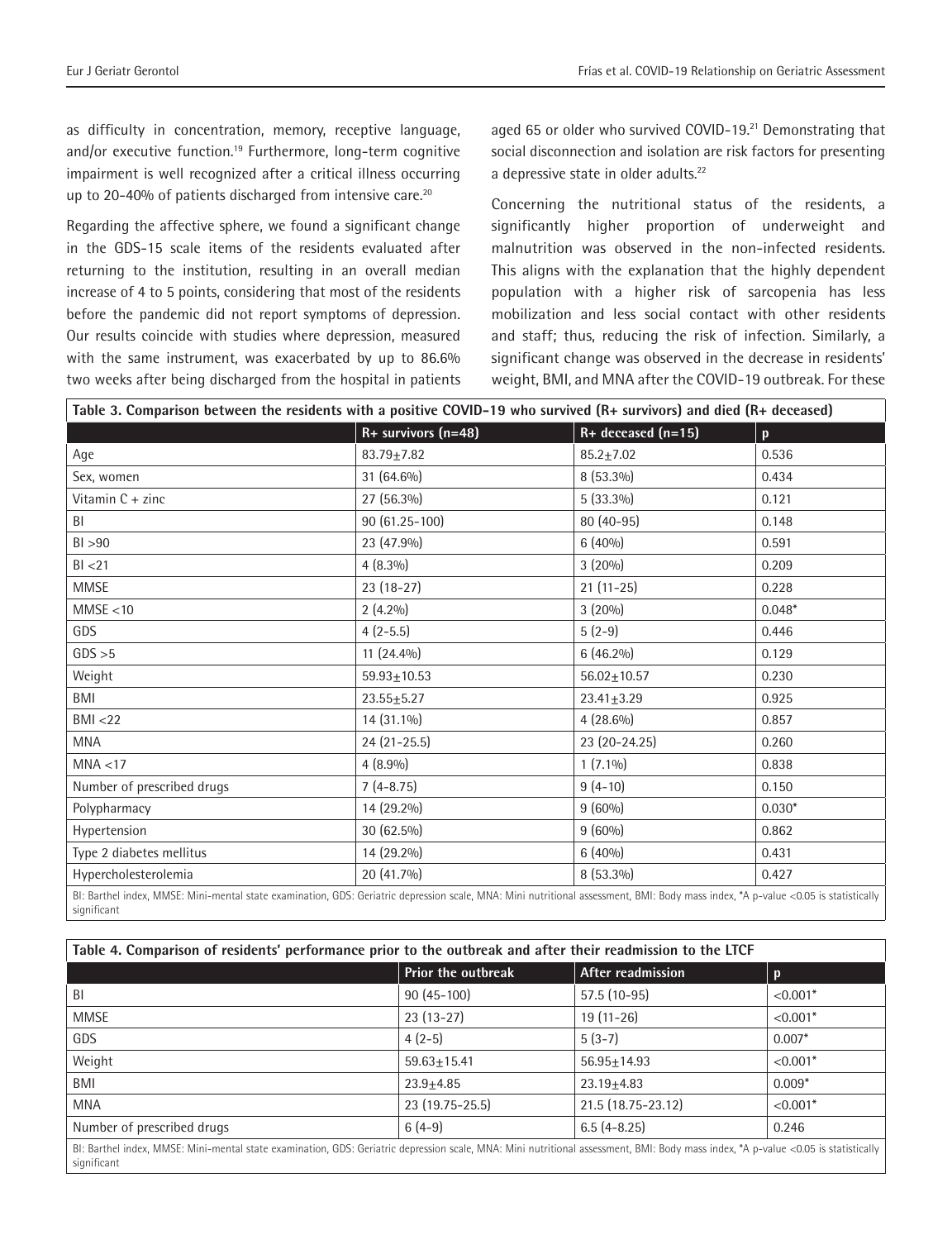as difficulty in concentration, memory, receptive language, and/or executive function.[19] Furthermore, long-term cognitive impairment is well recognized after a critical illness occurring up to 20-40% of patients discharged from intensive care.[20]

Regarding the affective sphere, we found a significant change in the GDS-15 scale items of the residents evaluated after returning to the institution, resulting in an overall median increase of 4 to 5 points, considering that most of the residents before the pandemic did not report symptoms of depression. Our results coincide with studies where depression, measured with the same instrument, was exacerbated by up to 86.6% two weeks after being discharged from the hospital in patients aged 65 or older who survived COVID-19.[21] Demonstrating that social disconnection and isolation are risk factors for presenting a depressive state in older adults.[22]

Concerning the nutritional status of the residents, a significantly higher proportion of underweight and malnutrition was observed in the non-infected residents. This aligns with the explanation that the highly dependent population with a higher risk of sarcopenia has less mobilization and less social contact with other residents and staff; thus, reducing the risk of infection. Similarly, a significant change was observed in the decrease in residents' weight, BMI, and MNA after the COVID-19 outbreak. For these

**Table 3. Comparison between the residents with a positive COVID-19 who survived (R+ survivors) and died (R+ deceased)**

| | R+ survivors (n=48) | R+ deceased (n=15) | p |
|---|---|---|---|
| Age | 83.79±7.82 | 85.2±7.02 | 0.536 |
| Sex, women | 31 (64.6%) | 8 (53.3%) | 0.434 |
| Vitamin C + zinc | 27 (56.3%) | 5 (33.3%) | 0.121 |
| BI | 90 (61.25-100) | 80 (40-95) | 0.148 |
| BI >90 | 23 (47.9%) | 6 (40%) | 0.591 |
| BI <21 | 4 (8.3%) | 3 (20%) | 0.209 |
| MMSE | 23 (18-27) | 21 (11-25) | 0.228 |
| MMSE <10 | 2 (4.2%) | 3 (20%) | 0.048* |
| GDS | 4 (2-5.5) | 5 (2-9) | 0.446 |
| GDS >5 | 11 (24.4%) | 6 (46.2%) | 0.129 |
| Weight | 59.93±10.53 | 56.02±10.57 | 0.230 |
| BMI | 23.55±5.27 | 23.41±3.29 | 0.925 |
| BMI <22 | 14 (31.1%) | 4 (28.6%) | 0.857 |
| MNA | 24 (21-25.5) | 23 (20-24.25) | 0.260 |
| MNA <17 | 4 (8.9%) | 1 (7.1%) | 0.838 |
| Number of prescribed drugs | 7 (4-8.75) | 9 (4-10) | 0.150 |
| Polypharmacy | 14 (29.2%) | 9 (60%) | 0.030* |
| Hypertension | 30 (62.5%) | 9 (60%) | 0.862 |
| Type 2 diabetes mellitus | 14 (29.2%) | 6 (40%) | 0.431 |
| Hypercholesterolemia | 20 (41.7%) | 8 (53.3%) | 0.427 |

BI: Barthel index, MMSE: Mini-mental state examination, GDS: Geriatric depression scale, MNA: Mini nutritional assessment, BMI: Body mass index, *A p-value <0.05 is statistically significant

**Table 4. Comparison of residents' performance prior to the outbreak and after their readmission to the LTCF**

| | Prior the outbreak | After readmission | p |
|---|---|---|---|
| BI | 90 (45-100) | 57.5 (10-95) | <0.001* |
| MMSE | 23 (13-27) | 19 (11-26) | <0.001* |
| GDS | 4 (2-5) | 5 (3-7) | 0.007* |
| Weight | 59.63±15.41 | 56.95±14.93 | <0.001* |
| BMI | 23.9±4.85 | 23.19±4.83 | 0.009* |
| MNA | 23 (19.75-25.5) | 21.5 (18.75-23.12) | <0.001* |
| Number of prescribed drugs | 6 (4-9) | 6.5 (4-8.25) | 0.246 |

BI: Barthel index, MMSE: Mini-mental state examination, GDS: Geriatric depression scale, MNA: Mini nutritional assessment, BMI: Body mass index, *A p-value <0.05 is statistically significant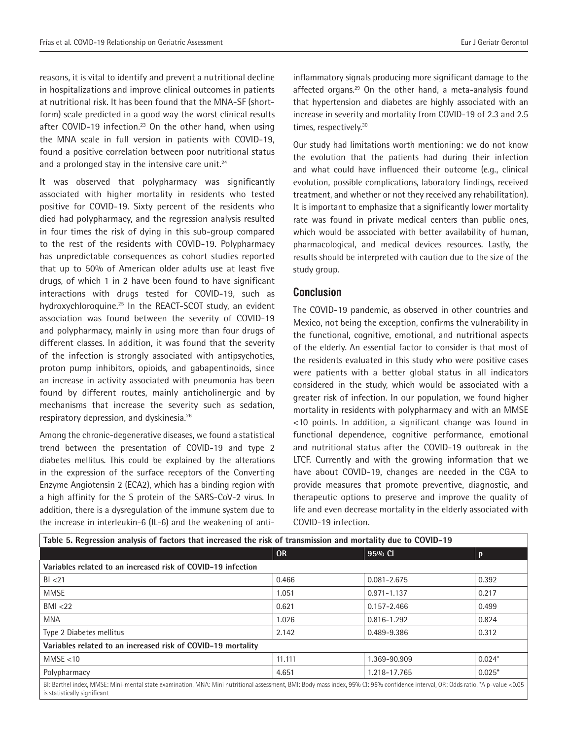reasons, it is vital to identify and prevent a nutritional decline in hospitalizations and improve clinical outcomes in patients at nutritional risk. It has been found that the MNA-SF (short-form) scale predicted in a good way the worst clinical results after COVID-19 infection.[23] On the other hand, when using the MNA scale in full version in patients with COVID-19, found a positive correlation between poor nutritional status and a prolonged stay in the intensive care unit.[24]

It was observed that polypharmacy was significantly associated with higher mortality in residents who tested positive for COVID-19. Sixty percent of the residents who died had polypharmacy, and the regression analysis resulted in four times the risk of dying in this sub-group compared to the rest of the residents with COVID-19. Polypharmacy has unpredictable consequences as cohort studies reported that up to 50% of American older adults use at least five drugs, of which 1 in 2 have been found to have significant interactions with drugs tested for COVID-19, such as hydroxychloroquine.[25] In the REACT-SCOT study, an evident association was found between the severity of COVID-19 and polypharmacy, mainly in using more than four drugs of different classes. In addition, it was found that the severity of the infection is strongly associated with antipsychotics, proton pump inhibitors, opioids, and gabapentinoids, since an increase in activity associated with pneumonia has been found by different routes, mainly anticholinergic and by mechanisms that increase the severity such as sedation, respiratory depression, and dyskinesia.[26]

Among the chronic-degenerative diseases, we found a statistical trend between the presentation of COVID-19 and type 2 diabetes mellitus. This could be explained by the alterations in the expression of the surface receptors of the Converting Enzyme Angiotensin 2 (ECA2), which has a binding region with a high affinity for the S protein of the SARS-CoV-2 virus. In addition, there is a dysregulation of the immune system due to the increase in interleukin-6 (IL-6) and the weakening of anti-inflammatory signals producing more significant damage to the affected organs.[29] On the other hand, a meta-analysis found that hypertension and diabetes are highly associated with an increase in severity and mortality from COVID-19 of 2.3 and 2.5 times, respectively.[30]

Our study had limitations worth mentioning: we do not know the evolution that the patients had during their infection and what could have influenced their outcome (e.g., clinical evolution, possible complications, laboratory findings, received treatment, and whether or not they received any rehabilitation). It is important to emphasize that a significantly lower mortality rate was found in private medical centers than public ones, which would be associated with better availability of human, pharmacological, and medical devices resources. Lastly, the results should be interpreted with caution due to the size of the study group.

## Conclusion

The COVID-19 pandemic, as observed in other countries and Mexico, not being the exception, confirms the vulnerability in the functional, cognitive, emotional, and nutritional aspects of the elderly. An essential factor to consider is that most of the residents evaluated in this study who were positive cases were patients with a better global status in all indicators considered in the study, which would be associated with a greater risk of infection. In our population, we found higher mortality in residents with polypharmacy and with an MMSE <10 points. In addition, a significant change was found in functional dependence, cognitive performance, emotional and nutritional status after the COVID-19 outbreak in the LTCF. Currently and with the growing information that we have about COVID-19, changes are needed in the CGA to provide measures that promote preventive, diagnostic, and therapeutic options to preserve and improve the quality of life and even decrease mortality in the elderly associated with COVID-19 infection.

**Table 5. Regression analysis of factors that increased the risk of transmission and mortality due to COVID-19**

| | OR | 95% CI | p |
|---|---|---|---|
| **Variables related to an increased risk of COVID-19 infection** | | | |
| BI <21 | 0.466 | 0.081-2.675 | 0.392 |
| MMSE | 1.051 | 0.971-1.137 | 0.217 |
| BMI <22 | 0.621 | 0.157-2.466 | 0.499 |
| MNA | 1.026 | 0.816-1.292 | 0.824 |
| Type 2 Diabetes mellitus | 2.142 | 0.489-9.386 | 0.312 |
| **Variables related to an increased risk of COVID-19 mortality** | | | |
| MMSE <10 | 11.111 | 1.369-90.909 | 0.024* |
| Polypharmacy | 4.651 | 1.218-17.765 | 0.025* |

BI: Barthel index, MMSE: Mini-mental state examination, MNA: Mini nutritional assessment, BMI: Body mass index, 95% CI: 95% confidence interval, OR: Odds ratio, *A p-value <0.05 is statistically significant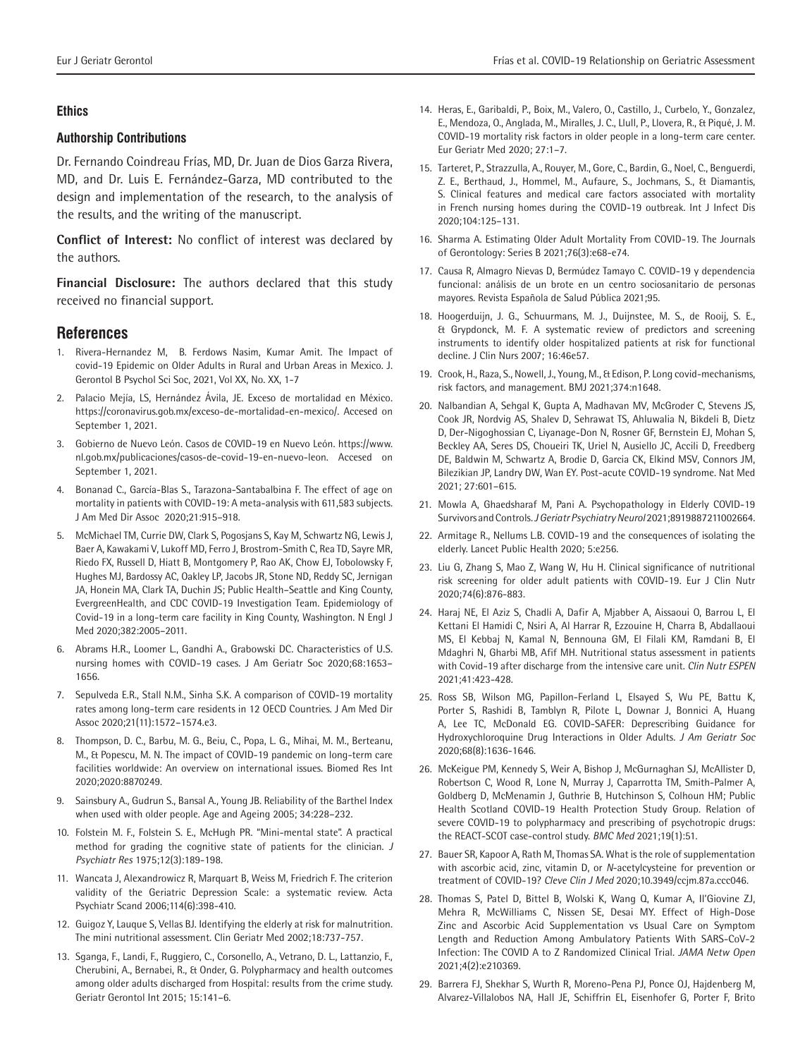## Ethics

### Authorship Contributions

Dr. Fernando Coindreau Frías, MD, Dr. Juan de Dios Garza Rivera, MD, and Dr. Luis E. Fernández-Garza, MD contributed to the design and implementation of the research, to the analysis of the results, and the writing of the manuscript.

**Conflict of Interest:** No conflict of interest was declared by the authors.

**Financial Disclosure:** The authors declared that this study received no financial support.

## References

1. Rivera-Hernandez M, B. Ferdows Nasim, Kumar Amit. The Impact of covid-19 Epidemic on Older Adults in Rural and Urban Areas in Mexico. J. Gerontol B Psychol Sci Soc, 2021, Vol XX, No. XX, 1-7
2. Palacio Mejía, LS, Hernández Ávila, JE. Exceso de mortalidad en México. https://coronavirus.gob.mx/exceso-de-mortalidad-en-mexico/. Accesed on September 1, 2021.
3. Gobierno de Nuevo León. Casos de COVID-19 en Nuevo León. https://www.nl.gob.mx/publicaciones/casos-de-covid-19-en-nuevo-leon. Accesed on September 1, 2021.
4. Bonanad C., García-Blas S., Tarazona-Santabalbina F. The effect of age on mortality in patients with COVID-19: A meta-analysis with 611,583 subjects. J Am Med Dir Assoc 2020;21:915–918.
5. McMichael TM, Currie DW, Clark S, Pogosjans S, Kay M, Schwartz NG, Lewis J, Baer A, Kawakami V, Lukoff MD, Ferro J, Brostrom-Smith C, Rea TD, Sayre MR, Riedo FX, Russell D, Hiatt B, Montgomery P, Rao AK, Chow EJ, Tobolowsky F, Hughes MJ, Bardossy AC, Oakley LP, Jacobs JR, Stone ND, Reddy SC, Jernigan JA, Honein MA, Clark TA, Duchin JS; Public Health–Seattle and King County, EvergreenHealth, and CDC COVID-19 Investigation Team. Epidemiology of Covid-19 in a long-term care facility in King County, Washington. N Engl J Med 2020;382:2005–2011.
6. Abrams H.R., Loomer L., Gandhi A., Grabowski DC. Characteristics of U.S. nursing homes with COVID-19 cases. J Am Geriatr Soc 2020;68:1653–1656.
7. Sepulveda E.R., Stall N.M., Sinha S.K. A comparison of COVID-19 mortality rates among long-term care residents in 12 OECD Countries. J Am Med Dir Assoc 2020;21(11):1572–1574.e3.
8. Thompson, D. C., Barbu, M. G., Beiu, C., Popa, L. G., Mihai, M. M., Berteanu, M., & Popescu, M. N. The impact of COVID-19 pandemic on long-term care facilities worldwide: An overview on international issues. Biomed Res Int 2020;2020:8870249.
9. Sainsbury A., Gudrun S., Bansal A., Young JB. Reliability of the Barthel Index when used with older people. Age and Ageing 2005; 34:228–232.
10. Folstein M. F., Folstein S. E., McHugh PR. "Mini-mental state". A practical method for grading the cognitive state of patients for the clinician. *J Psychiatr Res* 1975;12(3):189-198.
11. Wancata J, Alexandrowicz R, Marquart B, Weiss M, Friedrich F. The criterion validity of the Geriatric Depression Scale: a systematic review. Acta Psychiatr Scand 2006;114(6):398-410.
12. Guigoz Y, Lauque S, Vellas BJ. Identifying the elderly at risk for malnutrition. The mini nutritional assessment. Clin Geriatr Med 2002;18:737-757.
13. Sganga, F., Landi, F., Ruggiero, C., Corsonello, A., Vetrano, D. L., Lattanzio, F., Cherubini, A., Bernabei, R., & Onder, G. Polypharmacy and health outcomes among older adults discharged from Hospital: results from the crime study. Geriatr Gerontol Int 2015; 15:141–6.
14. Heras, E., Garibaldi, P., Boix, M., Valero, O., Castillo, J., Curbelo, Y., Gonzalez, E., Mendoza, O., Anglada, M., Miralles, J. C., Llull, P., Llovera, R., & Piqué, J. M. COVID-19 mortality risk factors in older people in a long-term care center. Eur Geriatr Med 2020; 27:1–7.
15. Tarteret, P., Strazzulla, A., Rouyer, M., Gore, C., Bardin, G., Noel, C., Benguerdi, Z. E., Berthaud, J., Hommel, M., Aufaure, S., Jochmans, S., & Diamantis, S. Clinical features and medical care factors associated with mortality in French nursing homes during the COVID-19 outbreak. Int J Infect Dis 2020;104:125–131.
16. Sharma A. Estimating Older Adult Mortality From COVID-19. The Journals of Gerontology: Series B 2021;76(3):e68-e74.
17. Causa R, Almagro Nievas D, Bermúdez Tamayo C. COVID-19 y dependencia funcional: análisis de un brote en un centro sociosanitario de personas mayores. Revista Española de Salud Pública 2021;95.
18. Hoogerduijn, J. G., Schuurmans, M. J., Duijnstee, M. S., de Rooij, S. E., & Grypdonck, M. F. A systematic review of predictors and screening instruments to identify older hospitalized patients at risk for functional decline. J Clin Nurs 2007; 16:46e57.
19. Crook, H., Raza, S., Nowell, J., Young, M., & Edison, P. Long covid-mechanisms, risk factors, and management. BMJ 2021;374:n1648.
20. Nalbandian A, Sehgal K, Gupta A, Madhavan MV, McGroder C, Stevens JS, Cook JR, Nordvig AS, Shalev D, Sehrawat TS, Ahluwalia N, Bikdeli B, Dietz D, Der-Nigoghossian C, Liyanage-Don N, Rosner GF, Bernstein EJ, Mohan S, Beckley AA, Seres DS, Choueiri TK, Uriel N, Ausiello JC, Accili D, Freedberg DE, Baldwin M, Schwartz A, Brodie D, Garcia CK, Elkind MSV, Connors JM, Bilezikian JP, Landry DW, Wan EY. Post-acute COVID-19 syndrome. Nat Med 2021; 27:601–615.
21. Mowla A, Ghaedsharaf M, Pani A. Psychopathology in Elderly COVID-19 Survivors and Controls. *J Geriatr Psychiatry Neurol* 2021;8919887211002664.
22. Armitage R., Nellums L.B. COVID-19 and the consequences of isolating the elderly. Lancet Public Health 2020; 5:e256.
23. Liu G, Zhang S, Mao Z, Wang W, Hu H. Clinical significance of nutritional risk screening for older adult patients with COVID-19. Eur J Clin Nutr 2020;74(6):876-883.
24. Haraj NE, El Aziz S, Chadli A, Dafir A, Mjabber A, Aissaoui O, Barrou L, El Kettani El Hamidi C, Nsiri A, Al Harrar R, Ezzouine H, Charra B, Abdallaoui MS, El Kebbaj N, Kamal N, Bennouna GM, El Filali KM, Ramdani B, El Mdaghri N, Gharbi MB, Afif MH. Nutritional status assessment in patients with Covid-19 after discharge from the intensive care unit. *Clin Nutr ESPEN* 2021;41:423-428.
25. Ross SB, Wilson MG, Papillon-Ferland L, Elsayed S, Wu PE, Battu K, Porter S, Rashidi B, Tamblyn R, Pilote L, Downar J, Bonnici A, Huang A, Lee TC, McDonald EG. COVID-SAFER: Deprescribing Guidance for Hydroxychloroquine Drug Interactions in Older Adults. *J Am Geriatr Soc* 2020;68(8):1636-1646.
26. McKeigue PM, Kennedy S, Weir A, Bishop J, McGurnaghan SJ, McAllister D, Robertson C, Wood R, Lone N, Murray J, Caparrotta TM, Smith-Palmer A, Goldberg D, McMenamin J, Guthrie B, Hutchinson S, Colhoun HM; Public Health Scotland COVID-19 Health Protection Study Group. Relation of severe COVID-19 to polypharmacy and prescribing of psychotropic drugs: the REACT-SCOT case-control study. *BMC Med* 2021;19(1):51.
27. Bauer SR, Kapoor A, Rath M, Thomas SA. What is the role of supplementation with ascorbic acid, zinc, vitamin D, or *N*-acetylcysteine for prevention or treatment of COVID-19? *Cleve Clin J Med* 2020;10.3949/ccjm.87a.ccc046.
28. Thomas S, Patel D, Bittel B, Wolski K, Wang Q, Kumar A, Il'Giovine ZJ, Mehra R, McWilliams C, Nissen SE, Desai MY. Effect of High-Dose Zinc and Ascorbic Acid Supplementation vs Usual Care on Symptom Length and Reduction Among Ambulatory Patients With SARS-CoV-2 Infection: The COVID A to Z Randomized Clinical Trial. *JAMA Netw Open* 2021;4(2):e210369.
29. Barrera FJ, Shekhar S, Wurth R, Moreno-Pena PJ, Ponce OJ, Hajdenberg M, Alvarez-Villalobos NA, Hall JE, Schiffrin EL, Eisenhofer G, Porter F, Brito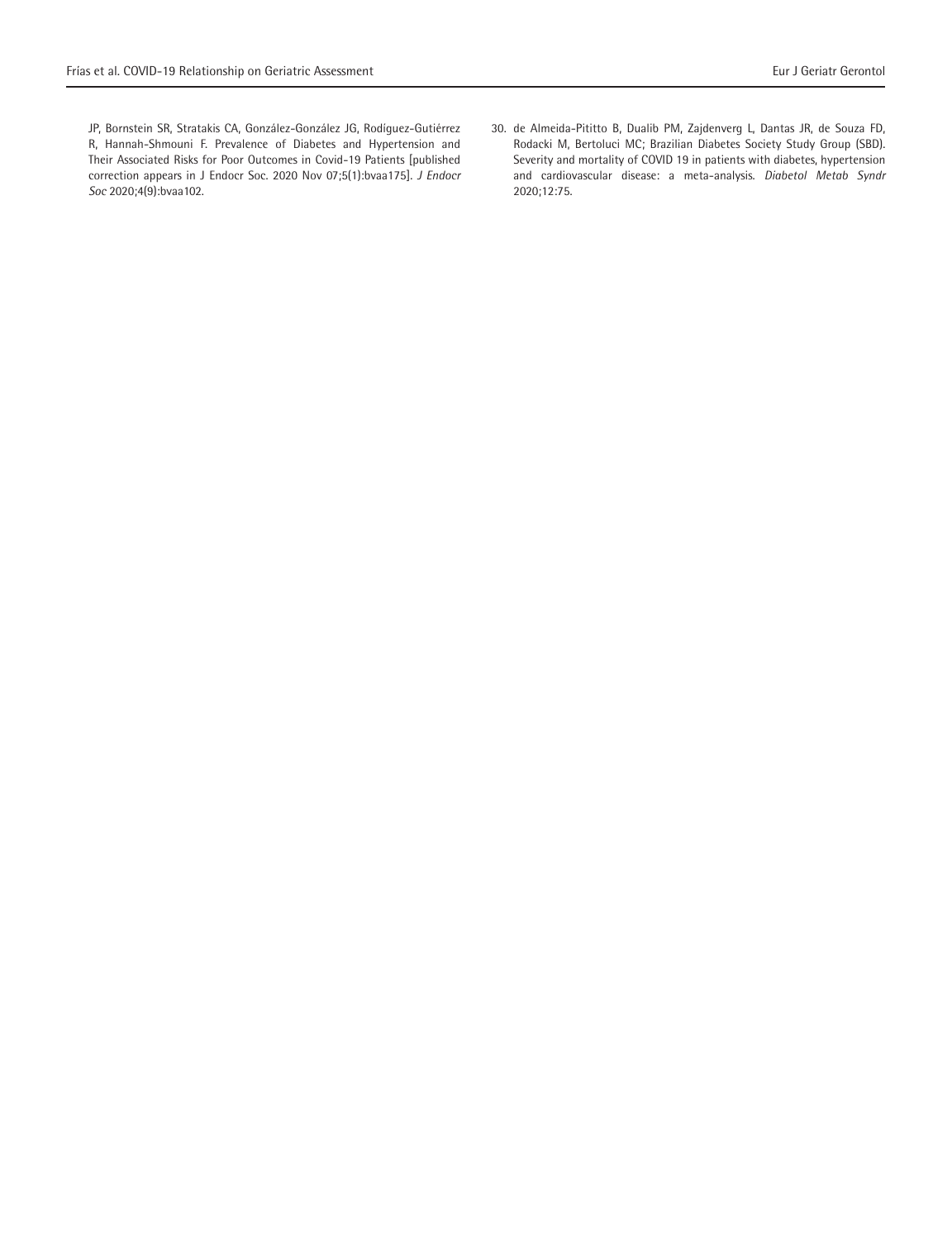JP, Bornstein SR, Stratakis CA, González-González JG, Rodíguez-Gutiérrez R, Hannah-Shmouni F. Prevalence of Diabetes and Hypertension and Their Associated Risks for Poor Outcomes in Covid-19 Patients [published correction appears in J Endocr Soc. 2020 Nov 07;5(1):bvaa175]. *J Endocr Soc* 2020;4(9):bvaa102.

30. de Almeida-Pititto B, Dualib PM, Zajdenverg L, Dantas JR, de Souza FD, Rodacki M, Bertoluci MC; Brazilian Diabetes Society Study Group (SBD). Severity and mortality of COVID 19 in patients with diabetes, hypertension and cardiovascular disease: a meta-analysis. *Diabetol Metab Syndr* 2020;12:75.